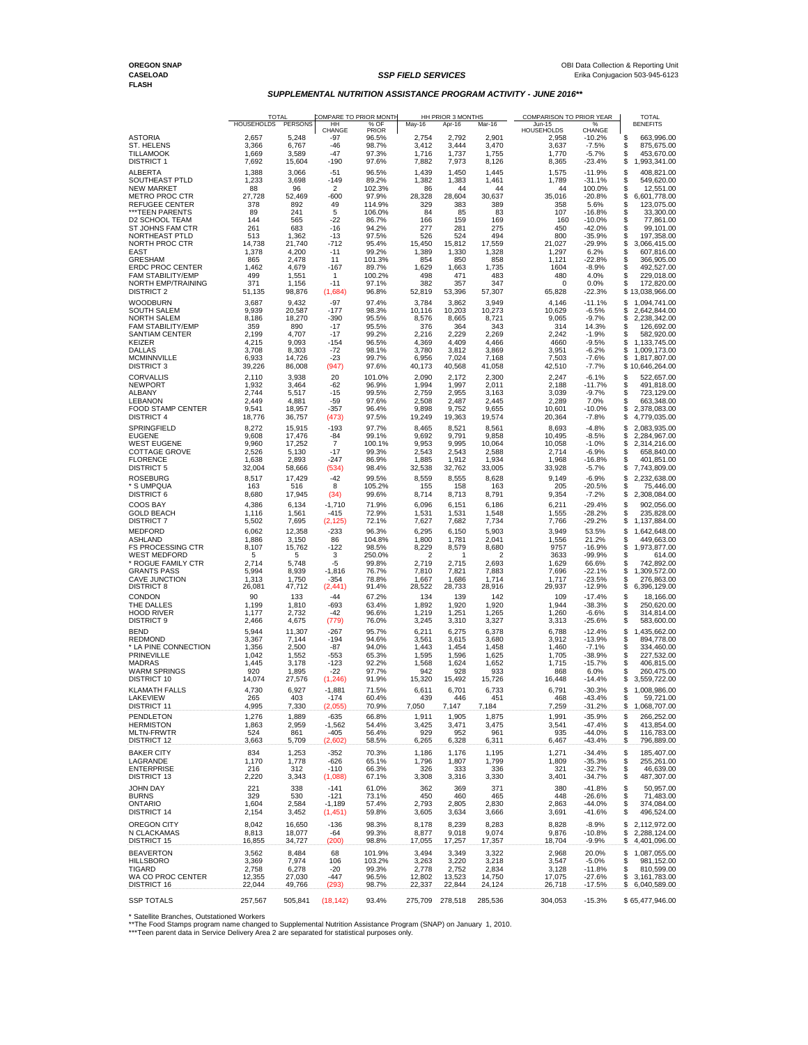**OREGON SNAP CASELOAD FLASH**

***SSP FIELD SERVICES***

OBI Data Collection & Reporting Unit
Erika Conjugacion 503-945-6123

## *SUPPLEMENTAL NUTRITION ASSISTANCE PROGRAM ACTIVITY - JUNE 2016***

| | TOTAL | | COMPARE TO PRIOR MONTH | | HH PRIOR 3 MONTHS | | | COMPARISON TO PRIOR YEAR | | TOTAL |
|---|---|---|---|---|---|---|---|---|---|---|
| | HOUSEHOLDS | PERSONS | HH CHANGE | % OF PRIOR | May-16 | Apr-16 | Mar-16 | Jun-15 HOUSEHOLDS | % CHANGE | BENEFITS |
| ASTORIA | 2,657 | 5,248 | -97 | 96.5% | 2,754 | 2,792 | 2,901 | 2,958 | -10.2% | $ 663,996.00 |
| ST. HELENS | 3,366 | 6,767 | -46 | 98.7% | 3,412 | 3,444 | 3,470 | 3,637 | -7.5% | $ 875,675.00 |
| TILLAMOOK | 1,669 | 3,589 | -47 | 97.3% | 1,716 | 1,737 | 1,755 | 1,770 | -5.7% | $ 453,670.00 |
| DISTRICT 1 | 7,692 | 15,604 | -190 | 97.6% | 7,882 | 7,973 | 8,126 | 8,365 | -23.4% | $ 1,993,341.00 |
| ALBERTA | 1,388 | 3,066 | -51 | 96.5% | 1,439 | 1,450 | 1,445 | 1,575 | -11.9% | $ 408,821.00 |
| SOUTHEAST PTLD | 1,233 | 3,698 | -149 | 89.2% | 1,382 | 1,383 | 1,461 | 1,789 | -31.1% | $ 549,620.00 |
| NEW MARKET | 88 | 96 | 2 | 102.3% | 86 | 44 | 44 | 44 | 100.0% | $ 12,551.00 |
| METRO PROC CTR | 27,728 | 52,469 | -600 | 97.9% | 28,328 | 28,604 | 30,637 | 35,016 | -20.8% | $ 6,601,778.00 |
| REFUGEE CENTER | 378 | 892 | 49 | 114.9% | 329 | 383 | 389 | 358 | 5.6% | $ 123,075.00 |
| ***TEEN PARENTS | 89 | 241 | 5 | 106.0% | 84 | 85 | 83 | 107 | -16.8% | $ 33,300.00 |
| D2 SCHOOL TEAM | 144 | 565 | -22 | 86.7% | 166 | 159 | 169 | 160 | -10.0% | $ 77,861.00 |
| ST JOHNS FAM CTR | 261 | 683 | -16 | 94.2% | 277 | 281 | 275 | 450 | -42.0% | $ 99,101.00 |
| NORTHEAST PTLD | 513 | 1,362 | -13 | 97.5% | 526 | 524 | 494 | 800 | -35.9% | $ 197,358.00 |
| NORTH PROC CTR | 14,738 | 21,740 | -712 | 95.4% | 15,450 | 15,812 | 17,559 | 21,027 | -29.9% | $ 3,066,415.00 |
| EAST | 1,378 | 4,200 | -11 | 99.2% | 1,389 | 1,330 | 1,328 | 1,297 | 6.2% | $ 607,816.00 |
| GRESHAM | 865 | 2,478 | 11 | 101.3% | 854 | 850 | 858 | 1,121 | -22.8% | $ 366,905.00 |
| ERDC PROC CENTER | 1,462 | 4,679 | -167 | 89.7% | 1,629 | 1,663 | 1,735 | 1604 | -8.9% | $ 492,527.00 |
| FAM STABILITY/EMP | 499 | 1,551 | 1 | 100.2% | 498 | 471 | 483 | 480 | 4.0% | $ 229,018.00 |
| NORTH EMP/TRAINING | 371 | 1,156 | -11 | 97.1% | 382 | 357 | 347 | 0 | 0.0% | $ 172,820.00 |
| DISTRICT 2 | 51,135 | 98,876 | (1,684) | 96.8% | 52,819 | 53,396 | 57,307 | 65,828 | -22.3% | $ 13,038,966.00 |
| WOODBURN | 3,687 | 9,432 | -97 | 97.4% | 3,784 | 3,862 | 3,949 | 4,146 | -11.1% | $ 1,094,741.00 |
| SOUTH SALEM | 9,939 | 20,587 | -177 | 98.3% | 10,116 | 10,203 | 10,273 | 10,629 | -6.5% | $ 2,642,844.00 |
| NORTH SALEM | 8,186 | 18,270 | -390 | 95.5% | 8,576 | 8,665 | 8,721 | 9,065 | -9.7% | $ 2,238,342.00 |
| FAM STABILITY/EMP | 359 | 890 | -17 | 95.5% | 376 | 364 | 343 | 314 | 14.3% | $ 126,692.00 |
| SANTIAM CENTER | 2,199 | 4,707 | -17 | 99.2% | 2,216 | 2,229 | 2,269 | 2,242 | -1.9% | $ 582,920.00 |
| KEIZER | 4,215 | 9,093 | -154 | 96.5% | 4,369 | 4,409 | 4,466 | 4660 | -9.5% | $ 1,133,745.00 |
| DALLAS | 3,708 | 8,303 | -72 | 98.1% | 3,780 | 3,812 | 3,869 | 3,951 | -6.2% | $ 1,009,173.00 |
| MCMINNVILLE | 6,933 | 14,726 | -23 | 99.7% | 6,956 | 7,024 | 7,168 | 7,503 | -7.6% | $ 1,817,807.00 |
| DISTRICT 3 | 39,226 | 86,008 | (947) | 97.6% | 40,173 | 40,568 | 41,058 | 42,510 | -7.7% | $ 10,646,264.00 |
| CORVALLIS | 2,110 | 3,938 | 20 | 101.0% | 2,090 | 2,172 | 2,300 | 2,247 | -6.1% | $ 522,657.00 |
| NEWPORT | 1,932 | 3,464 | -62 | 96.9% | 1,994 | 1,997 | 2,011 | 2,188 | -11.7% | $ 491,818.00 |
| ALBANY | 2,744 | 5,517 | -15 | 99.5% | 2,759 | 2,955 | 3,163 | 3,039 | -9.7% | $ 723,129.00 |
| LEBANON | 2,449 | 4,881 | -59 | 97.6% | 2,508 | 2,487 | 2,445 | 2,289 | 7.0% | $ 663,348.00 |
| FOOD STAMP CENTER | 9,541 | 18,957 | -357 | 96.4% | 9,898 | 9,752 | 9,655 | 10,601 | -10.0% | $ 2,378,083.00 |
| DISTRICT 4 | 18,776 | 36,757 | (473) | 97.5% | 19,249 | 19,363 | 19,574 | 20,364 | -7.8% | $ 4,779,035.00 |
| SPRINGFIELD | 8,272 | 15,915 | -193 | 97.7% | 8,465 | 8,521 | 8,561 | 8,693 | -4.8% | $ 2,083,935.00 |
| EUGENE | 9,608 | 17,476 | -84 | 99.1% | 9,692 | 9,791 | 9,858 | 10,495 | -8.5% | $ 2,284,967.00 |
| WEST EUGENE | 9,960 | 17,252 | 7 | 100.1% | 9,953 | 9,995 | 10,064 | 10,058 | -1.0% | $ 2,314,216.00 |
| COTTAGE GROVE | 2,526 | 5,130 | -17 | 99.3% | 2,543 | 2,543 | 2,588 | 2,714 | -6.9% | $ 658,840.00 |
| FLORENCE | 1,638 | 2,893 | -247 | 86.9% | 1,885 | 1,912 | 1,934 | 1,968 | -16.8% | $ 401,851.00 |
| DISTRICT 5 | 32,004 | 58,666 | (534) | 98.4% | 32,538 | 32,762 | 33,005 | 33,928 | -5.7% | $ 7,743,809.00 |
| ROSEBURG | 8,517 | 17,429 | -42 | 99.5% | 8,559 | 8,555 | 8,628 | 9,149 | -6.9% | $ 2,232,638.00 |
| * S UMPQUA | 163 | 516 | 8 | 105.2% | 155 | 158 | 163 | 205 | -20.5% | $ 75,446.00 |
| DISTRICT 6 | 8,680 | 17,945 | (34) | 99.6% | 8,714 | 8,713 | 8,791 | 9,354 | -7.2% | $ 2,308,084.00 |
| COOS BAY | 4,386 | 6,134 | -1,710 | 71.9% | 6,096 | 6,151 | 6,186 | 6,211 | -29.4% | $ 902,056.00 |
| GOLD BEACH | 1,116 | 1,561 | -415 | 72.9% | 1,531 | 1,531 | 1,548 | 1,555 | -28.2% | $ 235,828.00 |
| DISTRICT 7 | 5,502 | 7,695 | (2,125) | 72.1% | 7,627 | 7,682 | 7,734 | 7,766 | -29.2% | $ 1,137,884.00 |
| MEDFORD | 6,062 | 12,358 | -233 | 96.3% | 6,295 | 6,150 | 5,903 | 3,949 | 53.5% | $ 1,642,648.00 |
| ASHLAND | 1,886 | 3,150 | 86 | 104.8% | 1,800 | 1,781 | 2,041 | 1,556 | 21.2% | $ 449,663.00 |
| FS PROCESSING CTR | 8,107 | 15,762 | -122 | 98.5% | 8,229 | 8,579 | 8,680 | 9757 | -16.9% | $ 1,973,877.00 |
| WEST MEDFORD | 5 | 5 | 3 | 250.0% | 2 | 1 | 2 | 3633 | -99.9% | $ 614.00 |
| * ROGUE FAMILY CTR | 2,714 | 5,748 | -5 | 99.8% | 2,719 | 2,715 | 2,693 | 1,629 | 66.6% | $ 742,892.00 |
| GRANTS PASS | 5,994 | 8,939 | -1,816 | 76.7% | 7,810 | 7,821 | 7,883 | 7,696 | -22.1% | $ 1,309,572.00 |
| CAVE JUNCTION | 1,313 | 1,750 | -354 | 78.8% | 1,667 | 1,686 | 1,714 | 1,717 | -23.5% | $ 276,863.00 |
| DISTRICT 8 | 26,081 | 47,712 | (2,441) | 91.4% | 28,522 | 28,733 | 28,916 | 29,937 | -12.9% | $ 6,396,129.00 |
| CONDON | 90 | 133 | -44 | 67.2% | 134 | 139 | 142 | 109 | -17.4% | $ 18,166.00 |
| THE DALLES | 1,199 | 1,810 | -693 | 63.4% | 1,892 | 1,920 | 1,920 | 1,944 | -38.3% | $ 250,620.00 |
| HOOD RIVER | 1,177 | 2,732 | -42 | 96.6% | 1,219 | 1,251 | 1,265 | 1,260 | -6.6% | $ 314,814.00 |
| DISTRICT 9 | 2,466 | 4,675 | (779) | 76.0% | 3,245 | 3,310 | 3,327 | 3,313 | -25.6% | $ 583,600.00 |
| BEND | 5,944 | 11,307 | -267 | 95.7% | 6,211 | 6,275 | 6,378 | 6,788 | -12.4% | $ 1,435,662.00 |
| REDMOND | 3,367 | 7,144 | -194 | 94.6% | 3,561 | 3,615 | 3,680 | 3,912 | -13.9% | $ 894,778.00 |
| * LA PINE CONNECTION | 1,356 | 2,500 | -87 | 94.0% | 1,443 | 1,454 | 1,458 | 1,460 | -7.1% | $ 334,460.00 |
| PRINEVILLE | 1,042 | 1,552 | -553 | 65.3% | 1,595 | 1,596 | 1,625 | 1,705 | -38.9% | $ 227,532.00 |
| MADRAS | 1,445 | 3,178 | -123 | 92.2% | 1,568 | 1,624 | 1,652 | 1,715 | -15.7% | $ 406,815.00 |
| WARM SPRINGS | 920 | 1,895 | -22 | 97.7% | 942 | 928 | 933 | 868 | 6.0% | $ 260,475.00 |
| DISTRICT 10 | 14,074 | 27,576 | (1,246) | 91.9% | 15,320 | 15,492 | 15,726 | 16,448 | -14.4% | $ 3,559,722.00 |
| KLAMATH FALLS | 4,730 | 6,927 | -1,881 | 71.5% | 6,611 | 6,701 | 6,733 | 6,791 | -30.3% | $ 1,008,986.00 |
| LAKEVIEW | 265 | 403 | -174 | 60.4% | 439 | 446 | 451 | 468 | -43.4% | $ 59,721.00 |
| DISTRICT 11 | 4,995 | 7,330 | (2,055) | 70.9% | 7,050 | 7,147 | 7,184 | 7,259 | -31.2% | $ 1,068,707.00 |
| PENDLETON | 1,276 | 1,889 | -635 | 66.8% | 1,911 | 1,905 | 1,875 | 1,991 | -35.9% | $ 266,252.00 |
| HERMISTON | 1,863 | 2,959 | -1,562 | 54.4% | 3,425 | 3,471 | 3,475 | 3,541 | -47.4% | $ 413,854.00 |
| MLTN-FRWTR | 524 | 861 | -405 | 56.4% | 929 | 952 | 961 | 935 | -44.0% | $ 116,783.00 |
| DISTRICT 12 | 3,663 | 5,709 | (2,602) | 58.5% | 6,265 | 6,328 | 6,311 | 6,467 | -43.4% | $ 796,889.00 |
| BAKER CITY | 834 | 1,253 | -352 | 70.3% | 1,186 | 1,176 | 1,195 | 1,271 | -34.4% | $ 185,407.00 |
| LAGRANDE | 1,170 | 1,778 | -626 | 65.1% | 1,796 | 1,807 | 1,799 | 1,809 | -35.3% | $ 255,261.00 |
| ENTERPRISE | 216 | 312 | -110 | 66.3% | 326 | 333 | 336 | 321 | -32.7% | $ 46,639.00 |
| DISTRICT 13 | 2,220 | 3,343 | (1,088) | 67.1% | 3,308 | 3,316 | 3,330 | 3,401 | -34.7% | $ 487,307.00 |
| JOHN DAY | 221 | 338 | -141 | 61.0% | 362 | 369 | 371 | 380 | -41.8% | $ 50,957.00 |
| BURNS | 329 | 530 | -121 | 73.1% | 450 | 460 | 465 | 448 | -26.6% | $ 71,483.00 |
| ONTARIO | 1,604 | 2,584 | -1,189 | 57.4% | 2,793 | 2,805 | 2,830 | 2,863 | -44.0% | $ 374,084.00 |
| DISTRICT 14 | 2,154 | 3,452 | (1,451) | 59.8% | 3,605 | 3,634 | 3,666 | 3,691 | -41.6% | $ 496,524.00 |
| OREGON CITY | 8,042 | 16,650 | -136 | 98.3% | 8,178 | 8,239 | 8,283 | 8,828 | -8.9% | $ 2,112,972.00 |
| N CLACKAMAS | 8,813 | 18,077 | -64 | 99.3% | 8,877 | 9,018 | 9,074 | 9,876 | -10.8% | $ 2,288,124.00 |
| DISTRICT 15 | 16,855 | 34,727 | (200) | 98.8% | 17,055 | 17,257 | 17,357 | 18,704 | -9.9% | $ 4,401,096.00 |
| BEAVERTON | 3,562 | 8,484 | 68 | 101.9% | 3,494 | 3,349 | 3,322 | 2,968 | 20.0% | $ 1,087,055.00 |
| HILLSBORO | 3,369 | 7,974 | 106 | 103.2% | 3,263 | 3,220 | 3,218 | 3,547 | -5.0% | $ 981,152.00 |
| TIGARD | 2,758 | 6,278 | -20 | 99.3% | 2,778 | 2,752 | 2,834 | 3,128 | -11.8% | $ 810,599.00 |
| WA CO PROC CENTER | 12,355 | 27,030 | -447 | 96.5% | 12,802 | 13,523 | 14,750 | 17,075 | -27.6% | $ 3,161,783.00 |
| DISTRICT 16 | 22,044 | 49,766 | (293) | 98.7% | 22,337 | 22,844 | 24,124 | 26,718 | -17.5% | $ 6,040,589.00 |
| SSP TOTALS | 257,567 | 505,841 | (18,142) | 93.4% | 275,709 | 278,518 | 285,536 | 304,053 | -15.3% | $ 65,477,946.00 |

\* Satellite Branches, Outstationed Workers
**The Food Stamps program name changed to Supplemental Nutrition Assistance Program (SNAP) on January 1, 2010.
***Teen parent data in Service Delivery Area 2 are separated for statistical purposes only.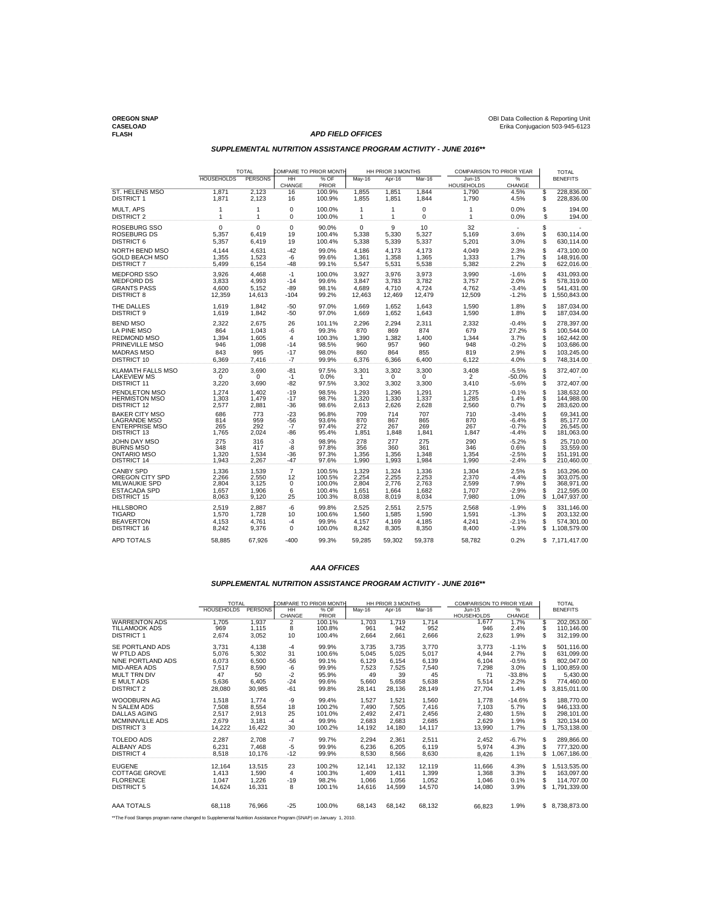**OREGON SNAP CASELOAD FLASH**

OBI Data Collection & Reporting Unit
Erika Conjugacion 503-945-6123

## *APD FIELD OFFICES*

### *SUPPLEMENTAL NUTRITION ASSISTANCE PROGRAM ACTIVITY - JUNE 2016***

| | TOTAL | | COMPARE TO PRIOR MONTH | | HH PRIOR 3 MONTHS | | | COMPARISON TO PRIOR YEAR | | TOTAL |
|---|---|---|---|---|---|---|---|---|---|---|
| | HOUSEHOLDS | PERSONS | HH CHANGE | % OF PRIOR | May-16 | Apr-16 | Mar-16 | Jun-15 HOUSEHOLDS | % CHANGE | BENEFITS |
| ST. HELENS MSO | 1,871 | 2,123 | 16 | 100.9% | 1,855 | 1,851 | 1,844 | 1,790 | 4.5% | $ 228,836.00 |
| DISTRICT 1 | 1,871 | 2,123 | 16 | 100.9% | 1,855 | 1,851 | 1,844 | 1,790 | 4.5% | $ 228,836.00 |
| MULT, APS | 1 | 1 | 0 | 100.0% | 1 | 1 | 0 | 1 | 0.0% | $ 194.00 |
| DISTRICT 2 | 1 | 1 | 0 | 100.0% | 1 | 1 | 0 | 1 | 0.0% | $ 194.00 |
| ROSEBURG SSO | 0 | 0 | 0 | 90.0% | 0 | 9 | 10 | 32 | - | $ - |
| ROSEBURG DS | 5,357 | 6,419 | 19 | 100.4% | 5,338 | 5,330 | 5,327 | 5,169 | 3.6% | $ 630,114.00 |
| DISTRICT 6 | 5,357 | 6,419 | 19 | 100.4% | 5,338 | 5,339 | 5,337 | 5,201 | 3.0% | $ 630,114.00 |
| NORTH BEND MSO | 4,144 | 4,631 | -42 | 99.0% | 4,186 | 4,173 | 4,173 | 4,049 | 2.3% | $ 473,100.00 |
| GOLD BEACH MSO | 1,355 | 1,523 | -6 | 99.6% | 1,361 | 1,358 | 1,365 | 1,333 | 1.7% | $ 148,916.00 |
| DISTRICT 7 | 5,499 | 6,154 | -48 | 99.1% | 5,547 | 5,531 | 5,538 | 5,382 | 2.2% | $ 622,016.00 |
| MEDFORD SSO | 3,926 | 4,468 | -1 | 100.0% | 3,927 | 3,976 | 3,973 | 3,990 | -1.6% | $ 431,093.00 |
| MEDFORD DS | 3,833 | 4,993 | -14 | 99.6% | 3,847 | 3,783 | 3,782 | 3,757 | 2.0% | $ 578,319.00 |
| GRANTS PASS | 4,600 | 5,152 | -89 | 98.1% | 4,689 | 4,710 | 4,724 | 4,762 | -3.4% | $ 541,431.00 |
| DISTRICT 8 | 12,359 | 14,613 | -104 | 99.2% | 12,463 | 12,469 | 12,479 | 12,509 | -1.2% | $ 1,550,843.00 |
| THE DALLES | 1,619 | 1,842 | -50 | 97.0% | 1,669 | 1,652 | 1,643 | 1,590 | 1.8% | $ 187,034.00 |
| DISTRICT 9 | 1,619 | 1,842 | -50 | 97.0% | 1,669 | 1,652 | 1,643 | 1,590 | 1.8% | $ 187,034.00 |
| BEND MSO | 2,322 | 2,675 | 26 | 101.1% | 2,296 | 2,294 | 2,311 | 2,332 | -0.4% | $ 278,397.00 |
| LA PINE MSO | 864 | 1,043 | -6 | 99.3% | 870 | 869 | 874 | 679 | 27.2% | $ 100,544.00 |
| REDMOND MSO | 1,394 | 1,605 | 4 | 100.3% | 1,390 | 1,382 | 1,400 | 1,344 | 3.7% | $ 162,442.00 |
| PRINEVILLE MSO | 946 | 1,098 | -14 | 98.5% | 960 | 957 | 960 | 948 | -0.2% | $ 103,686.00 |
| MADRAS MSO | 843 | 995 | -17 | 98.0% | 860 | 864 | 855 | 819 | 2.9% | $ 103,245.00 |
| DISTRICT 10 | 6,369 | 7,416 | -7 | 99.9% | 6,376 | 6,366 | 6,400 | 6,122 | 4.0% | $ 748,314.00 |
| KLAMATH FALLS MSO | 3,220 | 3,690 | -81 | 97.5% | 3,301 | 3,302 | 3,300 | 3,408 | -5.5% | $ 372,407.00 |
| LAKEVIEW MS | 0 | 0 | -1 | 0.0% | 1 | 0 | 0 | 2 | -50.0% | $ - |
| DISTRICT 11 | 3,220 | 3,690 | -82 | 97.5% | 3,302 | 3,302 | 3,300 | 3,410 | -5.6% | $ 372,407.00 |
| PENDLETON MSO | 1,274 | 1,402 | -19 | 98.5% | 1,293 | 1,296 | 1,291 | 1,275 | -0.1% | $ 138,632.00 |
| HERMISTON MSO | 1,303 | 1,479 | -17 | 98.7% | 1,320 | 1,330 | 1,337 | 1,285 | 1.4% | $ 144,988.00 |
| DISTRICT 12 | 2,577 | 2,881 | -36 | 98.6% | 2,613 | 2,626 | 2,628 | 2,560 | 0.7% | $ 283,620.00 |
| BAKER CITY MSO | 686 | 773 | -23 | 96.8% | 709 | 714 | 707 | 710 | -3.4% | $ 69,341.00 |
| LAGRANDE MSO | 814 | 959 | -56 | 93.6% | 870 | 867 | 865 | 870 | -6.4% | $ 85,177.00 |
| ENTERPRISE MSO | 265 | 292 | -7 | 97.4% | 272 | 267 | 269 | 267 | -0.7% | $ 26,545.00 |
| DISTRICT 13 | 1,765 | 2,024 | -86 | 95.4% | 1,851 | 1,848 | 1,841 | 1,847 | -4.4% | $ 181,063.00 |
| JOHN DAY MSO | 275 | 316 | -3 | 98.9% | 278 | 277 | 275 | 290 | -5.2% | $ 25,710.00 |
| BURNS MSO | 348 | 417 | -8 | 97.8% | 356 | 360 | 361 | 346 | 0.6% | $ 33,559.00 |
| ONTARIO MSO | 1,320 | 1,534 | -36 | 97.3% | 1,356 | 1,356 | 1,348 | 1,354 | -2.5% | $ 151,191.00 |
| DISTRICT 14 | 1,943 | 2,267 | -47 | 97.6% | 1,990 | 1,993 | 1,984 | 1,990 | -2.4% | $ 210,460.00 |
| CANBY SPD | 1,336 | 1,539 | 7 | 100.5% | 1,329 | 1,324 | 1,336 | 1,304 | 2.5% | $ 163,296.00 |
| OREGON CITY SPD | 2,266 | 2,550 | 12 | 100.5% | 2,254 | 2,255 | 2,253 | 2,370 | -4.4% | $ 303,075.00 |
| MILWAUKIE SPD | 2,804 | 3,125 | 0 | 100.0% | 2,804 | 2,776 | 2,763 | 2,599 | 7.9% | $ 368,971.00 |
| ESTACADA SPD | 1,657 | 1,906 | 6 | 100.4% | 1,651 | 1,664 | 1,682 | 1,707 | -2.9% | $ 212,595.00 |
| DISTRICT 15 | 8,063 | 9,120 | 25 | 100.3% | 8,038 | 8,019 | 8,034 | 7,980 | 1.0% | $ 1,047,937.00 |
| HILLSBORO | 2,519 | 2,887 | -6 | 99.8% | 2,525 | 2,551 | 2,575 | 2,568 | -1.9% | $ 331,146.00 |
| TIGARD | 1,570 | 1,728 | 10 | 100.6% | 1,560 | 1,585 | 1,590 | 1,591 | -1.3% | $ 203,132.00 |
| BEAVERTON | 4,153 | 4,761 | -4 | 99.9% | 4,157 | 4,169 | 4,185 | 4,241 | -2.1% | $ 574,301.00 |
| DISTRICT 16 | 8,242 | 9,376 | 0 | 100.0% | 8,242 | 8,305 | 8,350 | 8,400 | -1.9% | $ 1,108,579.00 |
| APD TOTALS | 58,885 | 67,926 | -400 | 99.3% | 59,285 | 59,302 | 59,378 | 58,782 | 0.2% | $ 7,171,417.00 |

## *AAA OFFICES*

### *SUPPLEMENTAL NUTRITION ASSISTANCE PROGRAM ACTIVITY - JUNE 2016***

| | TOTAL | | COMPARE TO PRIOR MONTH | | HH PRIOR 3 MONTHS | | | COMPARISON TO PRIOR YEAR | | TOTAL |
|---|---|---|---|---|---|---|---|---|---|---|
| | HOUSEHOLDS | PERSONS | HH CHANGE | % OF PRIOR | May-16 | Apr-16 | Mar-16 | Jun-15 HOUSEHOLDS | % CHANGE | BENEFITS |
| WARRENTON ADS | 1,705 | 1,937 | 2 | 100.1% | 1,703 | 1,719 | 1,714 | 1,677 | 1.7% | $ 202,053.00 |
| TILLAMOOK ADS | 969 | 1,115 | 8 | 100.8% | 961 | 942 | 952 | 946 | 2.4% | $ 110,146.00 |
| DISTRICT 1 | 2,674 | 3,052 | 10 | 100.4% | 2,664 | 2,661 | 2,666 | 2,623 | 1.9% | $ 312,199.00 |
| SE PORTLAND ADS | 3,731 | 4,138 | -4 | 99.9% | 3,735 | 3,735 | 3,770 | 3,773 | -1.1% | $ 501,116.00 |
| W PTLD ADS | 5,076 | 5,302 | 31 | 100.6% | 5,045 | 5,025 | 5,017 | 4,944 | 2.7% | $ 631,099.00 |
| N/NE PORTLAND ADS | 6,073 | 6,500 | -56 | 99.1% | 6,129 | 6,154 | 6,139 | 6,104 | -0.5% | $ 802,047.00 |
| MID-AREA ADS | 7,517 | 8,590 | -6 | 99.9% | 7,523 | 7,525 | 7,540 | 7,298 | 3.0% | $ 1,100,859.00 |
| MULT TRN DIV | 47 | 50 | -2 | 95.9% | 49 | 39 | 45 | 71 | -33.8% | $ 5,430.00 |
| E MULT ADS | 5,636 | 6,405 | -24 | 99.6% | 5,660 | 5,658 | 5,638 | 5,514 | 2.2% | $ 774,460.00 |
| DISTRICT 2 | 28,080 | 30,985 | -61 | 99.8% | 28,141 | 28,136 | 28,149 | 27,704 | 1.4% | $ 3,815,011.00 |
| WOODBURN AG | 1,518 | 1,774 | -9 | 99.4% | 1,527 | 1,521 | 1,560 | 1,778 | -14.6% | $ 188,770.00 |
| N SALEM ADS | 7,508 | 8,554 | 18 | 100.2% | 7,490 | 7,505 | 7,416 | 7,103 | 5.7% | $ 946,133.00 |
| DALLAS AGING | 2,517 | 2,913 | 25 | 101.0% | 2,492 | 2,471 | 2,456 | 2,480 | 1.5% | $ 298,101.00 |
| MCMINNVILLE ADS | 2,679 | 3,181 | -4 | 99.9% | 2,683 | 2,683 | 2,685 | 2,629 | 1.9% | $ 320,134.00 |
| DISTRICT 3 | 14,222 | 16,422 | 30 | 100.2% | 14,192 | 14,180 | 14,117 | 13,990 | 1.7% | $ 1,753,138.00 |
| TOLEDO ADS | 2,287 | 2,708 | -7 | 99.7% | 2,294 | 2,361 | 2,511 | 2,452 | -6.7% | $ 289,866.00 |
| ALBANY ADS | 6,231 | 7,468 | -5 | 99.9% | 6,236 | 6,205 | 6,119 | 5,974 | 4.3% | $ 777,320.00 |
| DISTRICT 4 | 8,518 | 10,176 | -12 | 99.9% | 8,530 | 8,566 | 8,630 | 8,426 | 1.1% | $ 1,067,186.00 |
| EUGENE | 12,164 | 13,515 | 23 | 100.2% | 12,141 | 12,132 | 12,119 | 11,666 | 4.3% | $ 1,513,535.00 |
| COTTAGE GROVE | 1,413 | 1,590 | 4 | 100.3% | 1,409 | 1,411 | 1,399 | 1,368 | 3.3% | $ 163,097.00 |
| FLORENCE | 1,047 | 1,226 | -19 | 98.2% | 1,066 | 1,056 | 1,052 | 1,046 | 0.1% | $ 114,707.00 |
| DISTRICT 5 | 14,624 | 16,331 | 8 | 100.1% | 14,616 | 14,599 | 14,570 | 14,080 | 3.9% | $ 1,791,339.00 |
| AAA TOTALS | 68,118 | 76,966 | -25 | 100.0% | 68,143 | 68,142 | 68,132 | 66,823 | 1.9% | $ 8,738,873.00 |

**The Food Stamps program name changed to Supplemental Nutrition Assistance Program (SNAP) on January 1, 2010.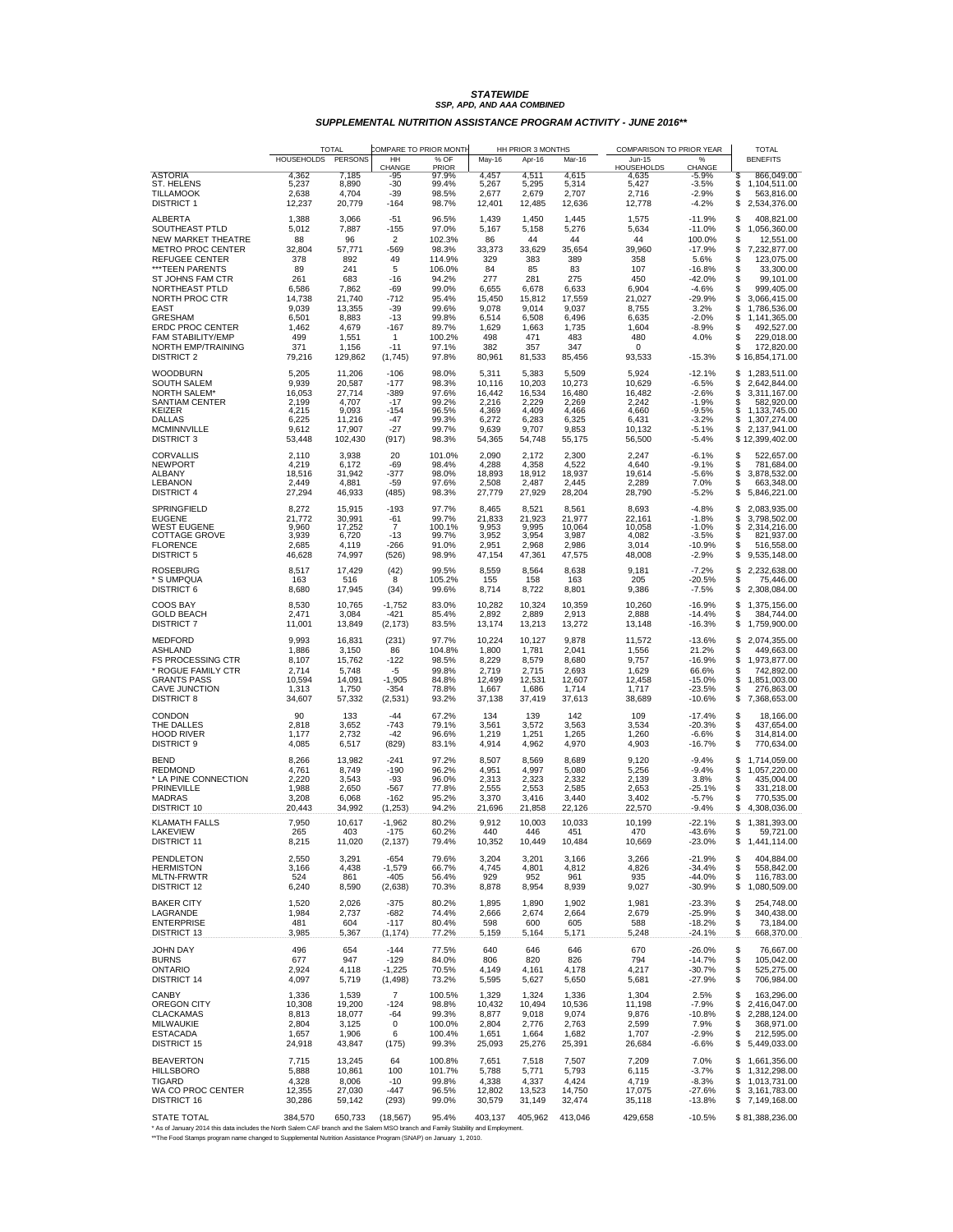# *STATEWIDE*

## *SSP, APD, AND AAA COMBINED*

### *SUPPLEMENTAL NUTRITION ASSISTANCE PROGRAM ACTIVITY - JUNE 2016***

| | TOTAL | | COMPARE TO PRIOR MONTH | | HH PRIOR 3 MONTHS | | | COMPARISON TO PRIOR YEAR | | TOTAL |
|---|---|---|---|---|---|---|---|---|---|---|
| | HOUSEHOLDS | PERSONS | HH CHANGE | % OF PRIOR | May-16 | Apr-16 | Mar-16 | Jun-15 HOUSEHOLDS | % CHANGE | BENEFITS |
| ASTORIA | 4,362 | 7,185 | -95 | 97.9% | 4,457 | 4,511 | 4,615 | 4,635 | -5.9% | $ 866,049.00 |
| ST. HELENS | 5,237 | 8,890 | -30 | 99.4% | 5,267 | 5,295 | 5,314 | 5,427 | -3.5% | $ 1,104,511.00 |
| TILLAMOOK | 2,638 | 4,704 | -39 | 98.5% | 2,677 | 2,679 | 2,707 | 2,716 | -2.9% | $ 563,816.00 |
| DISTRICT 1 | 12,237 | 20,779 | -164 | 98.7% | 12,401 | 12,485 | 12,636 | 12,778 | -4.2% | $ 2,534,376.00 |
| ALBERTA | 1,388 | 3,066 | -51 | 96.5% | 1,439 | 1,450 | 1,445 | 1,575 | -11.9% | $ 408,821.00 |
| SOUTHEAST PTLD | 5,012 | 7,887 | -155 | 97.0% | 5,167 | 5,158 | 5,276 | 5,634 | -11.0% | $ 1,056,360.00 |
| NEW MARKET THEATRE | 88 | 96 | 2 | 102.3% | 86 | 44 | 44 | 44 | 100.0% | $ 12,551.00 |
| METRO PROC CENTER | 32,804 | 57,771 | -569 | 98.3% | 33,373 | 33,629 | 35,654 | 39,960 | -17.9% | $ 7,232,877.00 |
| REFUGEE CENTER | 378 | 892 | 49 | 114.9% | 329 | 383 | 389 | 358 | 5.6% | $ 123,075.00 |
| ***TEEN PARENTS | 89 | 241 | 5 | 106.0% | 84 | 85 | 83 | 107 | -16.8% | $ 33,300.00 |
| ST JOHNS FAM CTR | 261 | 683 | -16 | 94.2% | 277 | 281 | 275 | 450 | -42.0% | $ 99,101.00 |
| NORTHEAST PTLD | 6,586 | 7,862 | -69 | 99.0% | 6,655 | 6,678 | 6,633 | 6,904 | -4.6% | $ 999,405.00 |
| NORTH PROC CTR | 14,738 | 21,740 | -712 | 95.4% | 15,450 | 15,812 | 17,559 | 21,027 | -29.9% | $ 3,066,415.00 |
| EAST | 9,039 | 13,355 | -39 | 99.6% | 9,078 | 9,014 | 9,037 | 8,755 | 3.2% | $ 1,786,536.00 |
| GRESHAM | 6,501 | 8,883 | -13 | 99.8% | 6,514 | 6,508 | 6,496 | 6,635 | -2.0% | $ 1,141,365.00 |
| ERDC PROC CENTER | 1,462 | 4,679 | -167 | 89.7% | 1,629 | 1,663 | 1,735 | 1,604 | -8.9% | $ 492,527.00 |
| FAM STABILITY/EMP | 499 | 1,551 | 1 | 100.2% | 498 | 471 | 483 | 480 | 4.0% | $ 229,018.00 |
| NORTH EMP/TRAINING | 371 | 1,156 | -11 | 97.1% | 382 | 357 | 347 | 0 | | $ 172,820.00 |
| DISTRICT 2 | 79,216 | 129,862 | (1,745) | 97.8% | 80,961 | 81,533 | 85,456 | 93,533 | -15.3% | $ 16,854,171.00 |
| WOODBURN | 5,205 | 11,206 | -106 | 98.0% | 5,311 | 5,383 | 5,509 | 5,924 | -12.1% | $ 1,283,511.00 |
| SOUTH SALEM | 9,939 | 20,587 | -177 | 98.3% | 10,116 | 10,203 | 10,273 | 10,629 | -6.5% | $ 2,642,844.00 |
| NORTH SALEM* | 16,053 | 27,714 | -389 | 97.6% | 16,442 | 16,534 | 16,480 | 16,482 | -2.6% | $ 3,311,167.00 |
| SANTIAM CENTER | 2,199 | 4,707 | -17 | 99.2% | 2,216 | 2,229 | 2,269 | 2,242 | -1.9% | $ 582,920.00 |
| KEIZER | 4,215 | 9,093 | -154 | 96.5% | 4,369 | 4,409 | 4,466 | 4,660 | -9.5% | $ 1,133,745.00 |
| DALLAS | 6,225 | 11,216 | -47 | 99.3% | 6,272 | 6,283 | 6,325 | 6,431 | -3.2% | $ 1,307,274.00 |
| MCMINNVILLE | 9,612 | 17,907 | -27 | 99.7% | 9,639 | 9,707 | 9,853 | 10,132 | -5.1% | $ 2,137,941.00 |
| DISTRICT 3 | 53,448 | 102,430 | (917) | 98.3% | 54,365 | 54,748 | 55,175 | 56,500 | -5.4% | $ 12,399,402.00 |
| CORVALLIS | 2,110 | 3,938 | 20 | 101.0% | 2,090 | 2,172 | 2,300 | 2,247 | -6.1% | $ 522,657.00 |
| NEWPORT | 4,219 | 6,172 | -69 | 98.4% | 4,288 | 4,358 | 4,522 | 4,640 | -9.1% | $ 781,684.00 |
| ALBANY | 18,516 | 31,942 | -377 | 98.0% | 18,893 | 18,912 | 18,937 | 19,614 | -5.6% | $ 3,878,532.00 |
| LEBANON | 2,449 | 4,881 | -59 | 97.6% | 2,508 | 2,487 | 2,445 | 2,289 | 7.0% | $ 663,348.00 |
| DISTRICT 4 | 27,294 | 46,933 | (485) | 98.3% | 27,779 | 27,929 | 28,204 | 28,790 | -5.2% | $ 5,846,221.00 |
| SPRINGFIELD | 8,272 | 15,915 | -193 | 97.7% | 8,465 | 8,521 | 8,561 | 8,693 | -4.8% | $ 2,083,935.00 |
| EUGENE | 21,772 | 30,991 | -61 | 99.7% | 21,833 | 21,923 | 21,977 | 22,161 | -1.8% | $ 3,798,502.00 |
| WEST EUGENE | 9,960 | 17,252 | 7 | 100.1% | 9,953 | 9,995 | 10,064 | 10,058 | -1.0% | $ 2,314,216.00 |
| COTTAGE GROVE | 3,939 | 6,720 | -13 | 99.7% | 3,952 | 3,954 | 3,987 | 4,082 | -3.5% | $ 821,937.00 |
| FLORENCE | 2,685 | 4,119 | -266 | 91.0% | 2,951 | 2,968 | 2,986 | 3,014 | -10.9% | $ 516,558.00 |
| DISTRICT 5 | 46,628 | 74,997 | (526) | 98.9% | 47,154 | 47,361 | 47,575 | 48,008 | -2.9% | $ 9,535,148.00 |
| ROSEBURG | 8,517 | 17,429 | (42) | 99.5% | 8,559 | 8,564 | 8,638 | 9,181 | -7.2% | $ 2,232,638.00 |
| * S UMPQUA | 163 | 516 | 8 | 105.2% | 155 | 158 | 163 | 205 | -20.5% | $ 75,446.00 |
| DISTRICT 6 | 8,680 | 17,945 | (34) | 99.6% | 8,714 | 8,722 | 8,801 | 9,386 | -7.5% | $ 2,308,084.00 |
| COOS BAY | 8,530 | 10,765 | -1,752 | 83.0% | 10,282 | 10,324 | 10,359 | 10,260 | -16.9% | $ 1,375,156.00 |
| GOLD BEACH | 2,471 | 3,084 | -421 | 85.4% | 2,892 | 2,889 | 2,913 | 2,888 | -14.4% | $ 384,744.00 |
| DISTRICT 7 | 11,001 | 13,849 | (2,173) | 83.5% | 13,174 | 13,213 | 13,272 | 13,148 | -16.3% | $ 1,759,900.00 |
| MEDFORD | 9,993 | 16,831 | (231) | 97.7% | 10,224 | 10,127 | 9,878 | 11,572 | -13.6% | $ 2,074,355.00 |
| ASHLAND | 1,886 | 3,150 | 86 | 104.8% | 1,800 | 1,781 | 2,041 | 1,556 | 21.2% | $ 449,663.00 |
| FS PROCESSING CTR | 8,107 | 15,762 | -122 | 98.5% | 8,229 | 8,579 | 8,680 | 9,757 | -16.9% | $ 1,973,877.00 |
| * ROGUE FAMILY CTR | 2,714 | 5,748 | -5 | 99.8% | 2,719 | 2,715 | 2,693 | 1,629 | 66.6% | $ 742,892.00 |
| GRANTS PASS | 10,594 | 14,091 | -1,905 | 84.8% | 12,499 | 12,531 | 12,607 | 12,458 | -15.0% | $ 1,851,003.00 |
| CAVE JUNCTION | 1,313 | 1,750 | -354 | 78.8% | 1,667 | 1,686 | 1,714 | 1,717 | -23.5% | $ 276,863.00 |
| DISTRICT 8 | 34,607 | 57,332 | (2,531) | 93.2% | 37,138 | 37,419 | 37,613 | 38,689 | -10.6% | $ 7,368,653.00 |
| CONDON | 90 | 133 | -44 | 67.2% | 134 | 139 | 142 | 109 | -17.4% | $ 18,166.00 |
| THE DALLES | 2,818 | 3,652 | -743 | 79.1% | 3,561 | 3,572 | 3,563 | 3,534 | -20.3% | $ 437,654.00 |
| HOOD RIVER | 1,177 | 2,732 | -42 | 96.6% | 1,219 | 1,251 | 1,265 | 1,260 | -6.6% | $ 314,814.00 |
| DISTRICT 9 | 4,085 | 6,517 | (829) | 83.1% | 4,914 | 4,962 | 4,970 | 4,903 | -16.7% | $ 770,634.00 |
| BEND | 8,266 | 13,982 | -241 | 97.2% | 8,507 | 8,569 | 8,689 | 9,120 | -9.4% | $ 1,714,059.00 |
| REDMOND | 4,761 | 8,749 | -190 | 96.2% | 4,951 | 4,997 | 5,080 | 5,256 | -9.4% | $ 1,057,220.00 |
| * LA PINE CONNECTION | 2,220 | 3,543 | -93 | 96.0% | 2,313 | 2,323 | 2,332 | 2,139 | 3.8% | $ 435,004.00 |
| PRINEVILLE | 1,988 | 2,650 | -567 | 77.8% | 2,555 | 2,553 | 2,585 | 2,653 | -25.1% | $ 331,218.00 |
| MADRAS | 3,208 | 6,068 | -162 | 95.2% | 3,370 | 3,416 | 3,440 | 3,402 | -5.7% | $ 770,535.00 |
| DISTRICT 10 | 20,443 | 34,992 | (1,253) | 94.2% | 21,696 | 21,858 | 22,126 | 22,570 | -9.4% | $ 4,308,036.00 |
| KLAMATH FALLS | 7,950 | 10,617 | -1,962 | 80.2% | 9,912 | 10,003 | 10,033 | 10,199 | -22.1% | $ 1,381,393.00 |
| LAKEVIEW | 265 | 403 | -175 | 60.2% | 440 | 446 | 451 | 470 | -43.6% | $ 59,721.00 |
| DISTRICT 11 | 8,215 | 11,020 | (2,137) | 79.4% | 10,352 | 10,449 | 10,484 | 10,669 | -23.0% | $ 1,441,114.00 |
| PENDLETON | 2,550 | 3,291 | -654 | 79.6% | 3,204 | 3,201 | 3,166 | 3,266 | -21.9% | $ 404,884.00 |
| HERMISTON | 3,166 | 4,438 | -1,579 | 66.7% | 4,745 | 4,801 | 4,812 | 4,826 | -34.4% | $ 558,842.00 |
| MLTN-FRWTR | 524 | 861 | -405 | 56.4% | 929 | 952 | 961 | 935 | -44.0% | $ 116,783.00 |
| DISTRICT 12 | 6,240 | 8,590 | (2,638) | 70.3% | 8,878 | 8,954 | 8,939 | 9,027 | -30.9% | $ 1,080,509.00 |
| BAKER CITY | 1,520 | 2,026 | -375 | 80.2% | 1,895 | 1,890 | 1,902 | 1,981 | -23.3% | $ 254,748.00 |
| LAGRANDE | 1,984 | 2,737 | -682 | 74.4% | 2,666 | 2,674 | 2,664 | 2,679 | -25.9% | $ 340,438.00 |
| ENTERPRISE | 481 | 604 | -117 | 80.4% | 598 | 600 | 605 | 588 | -18.2% | $ 73,184.00 |
| DISTRICT 13 | 3,985 | 5,367 | (1,174) | 77.2% | 5,159 | 5,164 | 5,171 | 5,248 | -24.1% | $ 668,370.00 |
| JOHN DAY | 496 | 654 | -144 | 77.5% | 640 | 646 | 646 | 670 | -26.0% | $ 76,667.00 |
| BURNS | 677 | 947 | -129 | 84.0% | 806 | 820 | 826 | 794 | -14.7% | $ 105,042.00 |
| ONTARIO | 2,924 | 4,118 | -1,225 | 70.5% | 4,149 | 4,161 | 4,178 | 4,217 | -30.7% | $ 525,275.00 |
| DISTRICT 14 | 4,097 | 5,719 | (1,498) | 73.2% | 5,595 | 5,627 | 5,650 | 5,681 | -27.9% | $ 706,984.00 |
| CANBY | 1,336 | 1,539 | 7 | 100.5% | 1,329 | 1,324 | 1,336 | 1,304 | 2.5% | $ 163,296.00 |
| OREGON CITY | 10,308 | 19,200 | -124 | 98.8% | 10,432 | 10,494 | 10,536 | 11,198 | -7.9% | $ 2,416,047.00 |
| CLACKAMAS | 8,813 | 18,077 | -64 | 99.3% | 8,877 | 9,018 | 9,074 | 9,876 | -10.8% | $ 2,288,124.00 |
| MILWAUKIE | 2,804 | 3,125 | 0 | 100.0% | 2,804 | 2,776 | 2,763 | 2,599 | 7.9% | $ 368,971.00 |
| ESTACADA | 1,657 | 1,906 | 6 | 100.4% | 1,651 | 1,664 | 1,682 | 1,707 | -2.9% | $ 212,595.00 |
| DISTRICT 15 | 24,918 | 43,847 | (175) | 99.3% | 25,093 | 25,276 | 25,391 | 26,684 | -6.6% | $ 5,449,033.00 |
| BEAVERTON | 7,715 | 13,245 | 64 | 100.8% | 7,651 | 7,518 | 7,507 | 7,209 | 7.0% | $ 1,661,356.00 |
| HILLSBORO | 5,888 | 10,861 | 100 | 101.7% | 5,788 | 5,771 | 5,793 | 6,115 | -3.7% | $ 1,312,298.00 |
| TIGARD | 4,328 | 8,006 | -10 | 99.8% | 4,338 | 4,337 | 4,424 | 4,719 | -8.3% | $ 1,013,731.00 |
| WA CO PROC CENTER | 12,355 | 27,030 | -447 | 96.5% | 12,802 | 13,523 | 14,750 | 17,075 | -27.6% | $ 3,161,783.00 |
| DISTRICT 16 | 30,286 | 59,142 | (293) | 99.0% | 30,579 | 31,149 | 32,474 | 35,118 | -13.8% | $ 7,149,168.00 |
| STATE TOTAL | 384,570 | 650,733 | (18,567) | 95.4% | 403,137 | 405,962 | 413,046 | 429,658 | -10.5% | $ 81,388,236.00 |

* As of January 2014 this data includes the North Salem CAF branch and the Salem MSO branch and Family Stability and Employment.

**The Food Stamps program name changed to Supplemental Nutrition Assistance Program (SNAP) on January 1, 2010.